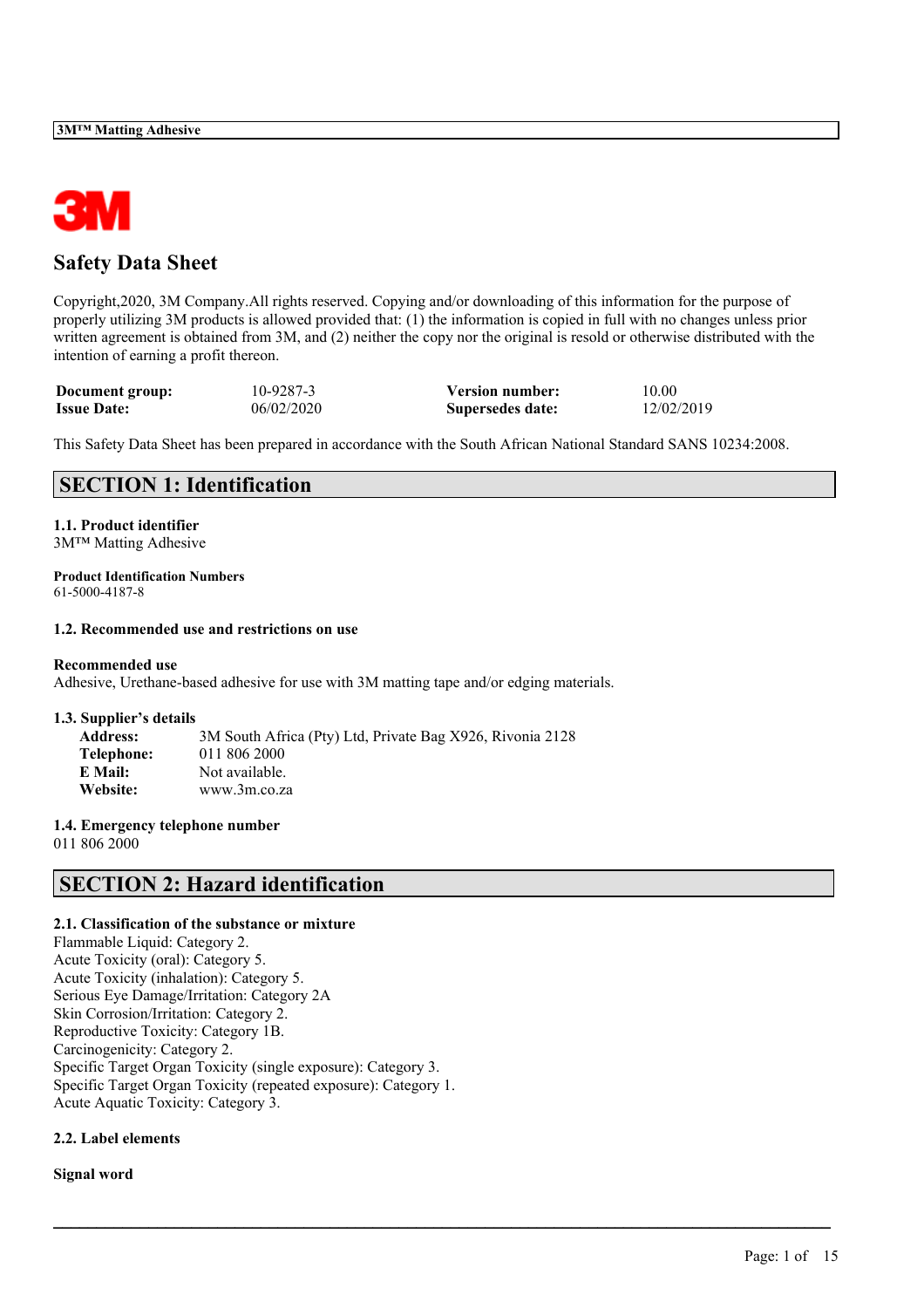# Safety Data Sheet

Copyright,2020, 3M Company.All rights reserved. Copying and/or downloading of this information for the purpose of properly utilizing 3M products is allowed provided that: (1) the information is copied in full with no changes unless prior written agreement is obtained from 3M, and (2) neither the copy nor the original is resold or otherwise distributed with the intention of earning a profit thereon.

| | | | |
|---|---|---|---|
| **Document group:** | 10-9287-3 | **Version number:** | 10.00 |
| **Issue Date:** | 06/02/2020 | **Supersedes date:** | 12/02/2019 |

This Safety Data Sheet has been prepared in accordance with the South African National Standard SANS 10234:2008.

## SECTION 1: Identification

### 1.1. Product identifier

3M™ Matting Adhesive

**Product Identification Numbers**

61-5000-4187-8

### 1.2. Recommended use and restrictions on use

**Recommended use**

Adhesive, Urethane-based adhesive for use with 3M matting tape and/or edging materials.

### 1.3. Supplier's details

**Address:** 3M South Africa (Pty) Ltd, Private Bag X926, Rivonia 2128
**Telephone:** 011 806 2000
**E Mail:** Not available.
**Website:** www.3m.co.za

### 1.4. Emergency telephone number

011 806 2000

## SECTION 2: Hazard identification

### 2.1. Classification of the substance or mixture

Flammable Liquid: Category 2.
Acute Toxicity (oral): Category 5.
Acute Toxicity (inhalation): Category 5.
Serious Eye Damage/Irritation: Category 2A
Skin Corrosion/Irritation: Category 2.
Reproductive Toxicity: Category 1B.
Carcinogenicity: Category 2.
Specific Target Organ Toxicity (single exposure): Category 3.
Specific Target Organ Toxicity (repeated exposure): Category 1.
Acute Aquatic Toxicity: Category 3.

### 2.2. Label elements

**Signal word**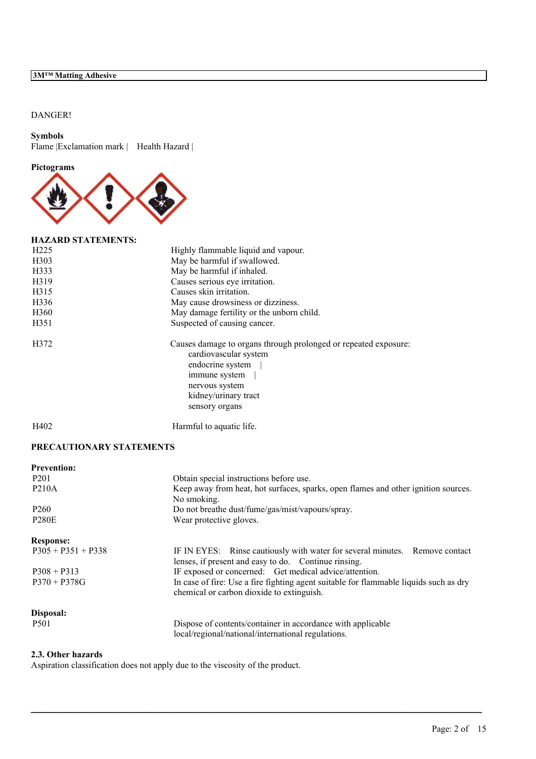DANGER!

**Symbols**
Flame |Exclamation mark | Health Hazard |

**Pictograms**

**HAZARD STATEMENTS:**

| | |
|---|---|
| H225 | Highly flammable liquid and vapour. |
| H303 | May be harmful if swallowed. |
| H333 | May be harmful if inhaled. |
| H319 | Causes serious eye irritation. |
| H315 | Causes skin irritation. |
| H336 | May cause drowsiness or dizziness. |
| H360 | May damage fertility or the unborn child. |
| H351 | Suspected of causing cancer. |
| H372 | Causes damage to organs through prolonged or repeated exposure: cardiovascular system, endocrine system \| immune system \| nervous system, kidney/urinary tract, sensory organs |
| H402 | Harmful to aquatic life. |

**PRECAUTIONARY STATEMENTS**

**Prevention:**

| | |
|---|---|
| P201 | Obtain special instructions before use. |
| P210A | Keep away from heat, hot surfaces, sparks, open flames and other ignition sources. No smoking. |
| P260 | Do not breathe dust/fume/gas/mist/vapours/spray. |
| P280E | Wear protective gloves. |

**Response:**

| | |
|---|---|
| P305 + P351 + P338 | IF IN EYES: Rinse cautiously with water for several minutes. Remove contact lenses, if present and easy to do. Continue rinsing. |
| P308 + P313 | IF exposed or concerned: Get medical advice/attention. |
| P370 + P378G | In case of fire: Use a fire fighting agent suitable for flammable liquids such as dry chemical or carbon dioxide to extinguish. |

**Disposal:**

| | |
|---|---|
| P501 | Dispose of contents/container in accordance with applicable local/regional/national/international regulations. |

**2.3. Other hazards**
Aspiration classification does not apply due to the viscosity of the product.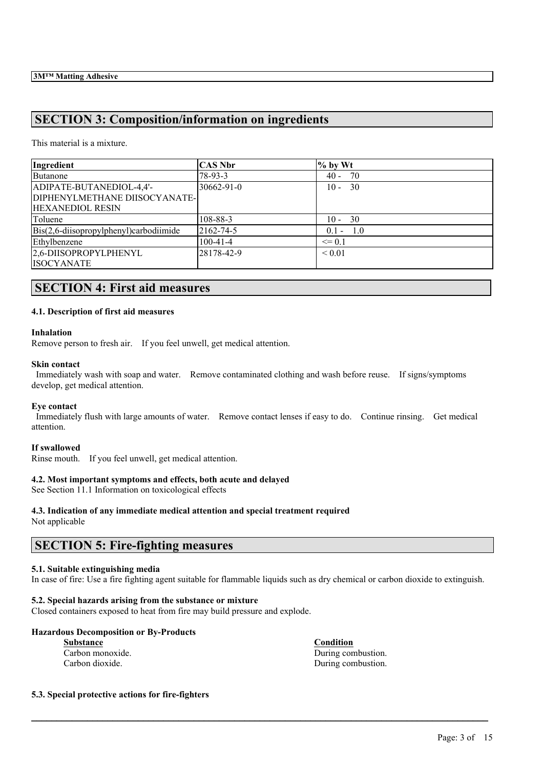## SECTION 3: Composition/information on ingredients

This material is a mixture.

| Ingredient | CAS Nbr | % by Wt |
|---|---|---|
| Butanone | 78-93-3 | 40 - 70 |
| ADIPATE-BUTANEDIOL-4,4'-DIPHENYLMETHANE DIISOCYANATE-HEXANEDIOL RESIN | 30662-91-0 | 10 - 30 |
| Toluene | 108-88-3 | 10 - 30 |
| Bis(2,6-diisopropylphenyl)carbodiimide | 2162-74-5 | 0.1 - 1.0 |
| Ethylbenzene | 100-41-4 | <= 0.1 |
| 2,6-DIISOPROPYLPHENYL ISOCYANATE | 28178-42-9 | < 0.01 |

## SECTION 4: First aid measures

### 4.1. Description of first aid measures

**Inhalation**
Remove person to fresh air. If you feel unwell, get medical attention.

**Skin contact**
Immediately wash with soap and water. Remove contaminated clothing and wash before reuse. If signs/symptoms develop, get medical attention.

**Eye contact**
Immediately flush with large amounts of water. Remove contact lenses if easy to do. Continue rinsing. Get medical attention.

**If swallowed**
Rinse mouth. If you feel unwell, get medical attention.

### 4.2. Most important symptoms and effects, both acute and delayed

See Section 11.1 Information on toxicological effects

### 4.3. Indication of any immediate medical attention and special treatment required

Not applicable

## SECTION 5: Fire-fighting measures

### 5.1. Suitable extinguishing media

In case of fire: Use a fire fighting agent suitable for flammable liquids such as dry chemical or carbon dioxide to extinguish.

### 5.2. Special hazards arising from the substance or mixture

Closed containers exposed to heat from fire may build pressure and explode.

**Hazardous Decomposition or By-Products**

| Substance | Condition |
|---|---|
| Carbon monoxide. | During combustion. |
| Carbon dioxide. | During combustion. |

### 5.3. Special protective actions for fire-fighters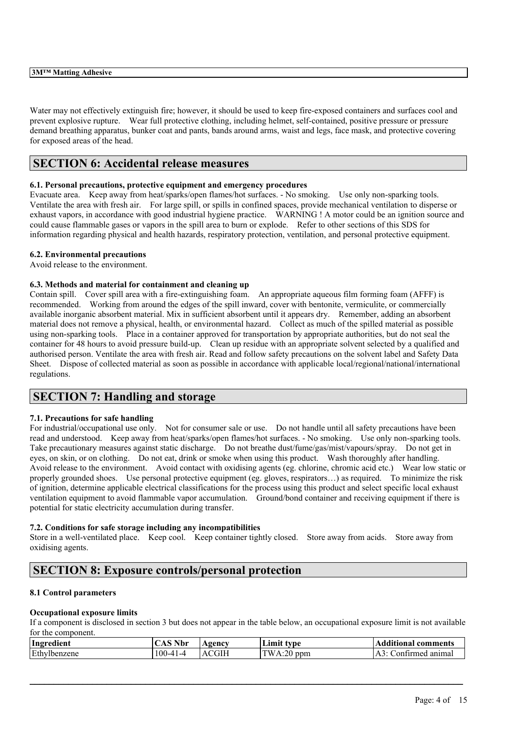Water may not effectively extinguish fire; however, it should be used to keep fire-exposed containers and surfaces cool and prevent explosive rupture. Wear full protective clothing, including helmet, self-contained, positive pressure or pressure demand breathing apparatus, bunker coat and pants, bands around arms, waist and legs, face mask, and protective covering for exposed areas of the head.

## SECTION 6: Accidental release measures

### 6.1. Personal precautions, protective equipment and emergency procedures

Evacuate area. Keep away from heat/sparks/open flames/hot surfaces. - No smoking. Use only non-sparking tools. Ventilate the area with fresh air. For large spill, or spills in confined spaces, provide mechanical ventilation to disperse or exhaust vapors, in accordance with good industrial hygiene practice. WARNING ! A motor could be an ignition source and could cause flammable gases or vapors in the spill area to burn or explode. Refer to other sections of this SDS for information regarding physical and health hazards, respiratory protection, ventilation, and personal protective equipment.

### 6.2. Environmental precautions

Avoid release to the environment.

### 6.3. Methods and material for containment and cleaning up

Contain spill. Cover spill area with a fire-extinguishing foam. An appropriate aqueous film forming foam (AFFF) is recommended. Working from around the edges of the spill inward, cover with bentonite, vermiculite, or commercially available inorganic absorbent material. Mix in sufficient absorbent until it appears dry. Remember, adding an absorbent material does not remove a physical, health, or environmental hazard. Collect as much of the spilled material as possible using non-sparking tools. Place in a container approved for transportation by appropriate authorities, but do not seal the container for 48 hours to avoid pressure build-up. Clean up residue with an appropriate solvent selected by a qualified and authorised person. Ventilate the area with fresh air. Read and follow safety precautions on the solvent label and Safety Data Sheet. Dispose of collected material as soon as possible in accordance with applicable local/regional/national/international regulations.

## SECTION 7: Handling and storage

### 7.1. Precautions for safe handling

For industrial/occupational use only. Not for consumer sale or use. Do not handle until all safety precautions have been read and understood. Keep away from heat/sparks/open flames/hot surfaces. - No smoking. Use only non-sparking tools. Take precautionary measures against static discharge. Do not breathe dust/fume/gas/mist/vapours/spray. Do not get in eyes, on skin, or on clothing. Do not eat, drink or smoke when using this product. Wash thoroughly after handling. Avoid release to the environment. Avoid contact with oxidising agents (eg. chlorine, chromic acid etc.) Wear low static or properly grounded shoes. Use personal protective equipment (eg. gloves, respirators…) as required. To minimize the risk of ignition, determine applicable electrical classifications for the process using this product and select specific local exhaust ventilation equipment to avoid flammable vapor accumulation. Ground/bond container and receiving equipment if there is potential for static electricity accumulation during transfer.

### 7.2. Conditions for safe storage including any incompatibilities

Store in a well-ventilated place. Keep cool. Keep container tightly closed. Store away from acids. Store away from oxidising agents.

## SECTION 8: Exposure controls/personal protection

### 8.1 Control parameters

**Occupational exposure limits**

If a component is disclosed in section 3 but does not appear in the table below, an occupational exposure limit is not available for the component.

| Ingredient | CAS Nbr | Agency | Limit type | Additional comments |
|---|---|---|---|---|
| Ethylbenzene | 100-41-4 | ACGIH | TWA:20 ppm | A3: Confirmed animal |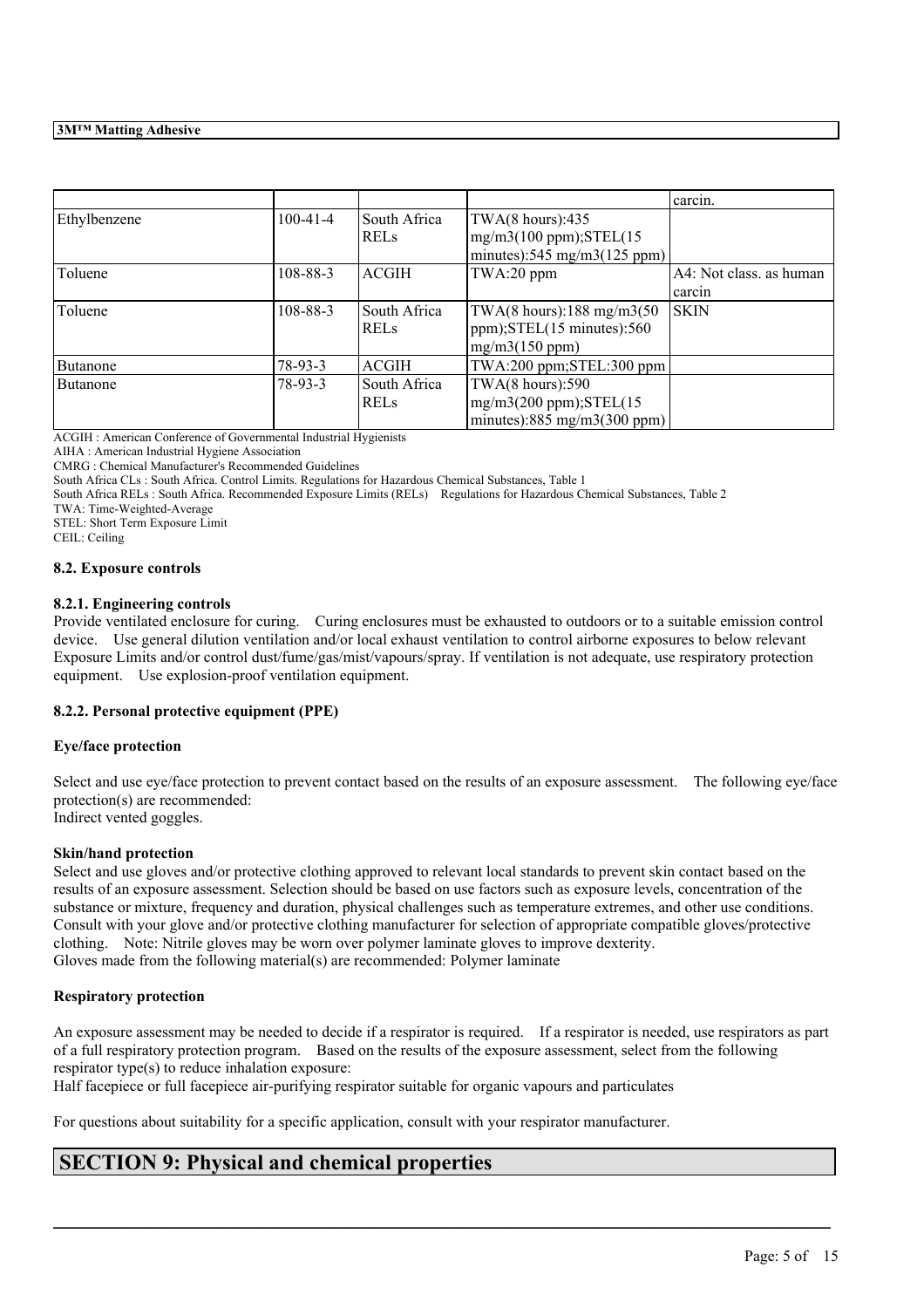| | | | | carcin. |
|---|---|---|---|---|
| Ethylbenzene | 100-41-4 | South Africa RELs | TWA(8 hours):435 mg/m3(100 ppm);STEL(15 minutes):545 mg/m3(125 ppm) | |
| Toluene | 108-88-3 | ACGIH | TWA:20 ppm | A4: Not class. as human carcin |
| Toluene | 108-88-3 | South Africa RELs | TWA(8 hours):188 mg/m3(50 ppm);STEL(15 minutes):560 mg/m3(150 ppm) | SKIN |
| Butanone | 78-93-3 | ACGIH | TWA:200 ppm;STEL:300 ppm | |
| Butanone | 78-93-3 | South Africa RELs | TWA(8 hours):590 mg/m3(200 ppm);STEL(15 minutes):885 mg/m3(300 ppm) | |

ACGIH : American Conference of Governmental Industrial Hygienists
AIHA : American Industrial Hygiene Association
CMRG : Chemical Manufacturer's Recommended Guidelines
South Africa CLs : South Africa. Control Limits. Regulations for Hazardous Chemical Substances, Table 1
South Africa RELs : South Africa. Recommended Exposure Limits (RELs) Regulations for Hazardous Chemical Substances, Table 2
TWA: Time-Weighted-Average
STEL: Short Term Exposure Limit
CEIL: Ceiling

### 8.2. Exposure controls

#### 8.2.1. Engineering controls

Provide ventilated enclosure for curing. Curing enclosures must be exhausted to outdoors or to a suitable emission control device. Use general dilution ventilation and/or local exhaust ventilation to control airborne exposures to below relevant Exposure Limits and/or control dust/fume/gas/mist/vapours/spray. If ventilation is not adequate, use respiratory protection equipment. Use explosion-proof ventilation equipment.

#### 8.2.2. Personal protective equipment (PPE)

**Eye/face protection**

Select and use eye/face protection to prevent contact based on the results of an exposure assessment. The following eye/face protection(s) are recommended:
Indirect vented goggles.

**Skin/hand protection**

Select and use gloves and/or protective clothing approved to relevant local standards to prevent skin contact based on the results of an exposure assessment. Selection should be based on use factors such as exposure levels, concentration of the substance or mixture, frequency and duration, physical challenges such as temperature extremes, and other use conditions. Consult with your glove and/or protective clothing manufacturer for selection of appropriate compatible gloves/protective clothing. Note: Nitrile gloves may be worn over polymer laminate gloves to improve dexterity.
Gloves made from the following material(s) are recommended: Polymer laminate

**Respiratory protection**

An exposure assessment may be needed to decide if a respirator is required. If a respirator is needed, use respirators as part of a full respiratory protection program. Based on the results of the exposure assessment, select from the following respirator type(s) to reduce inhalation exposure:
Half facepiece or full facepiece air-purifying respirator suitable for organic vapours and particulates

For questions about suitability for a specific application, consult with your respirator manufacturer.

## SECTION 9: Physical and chemical properties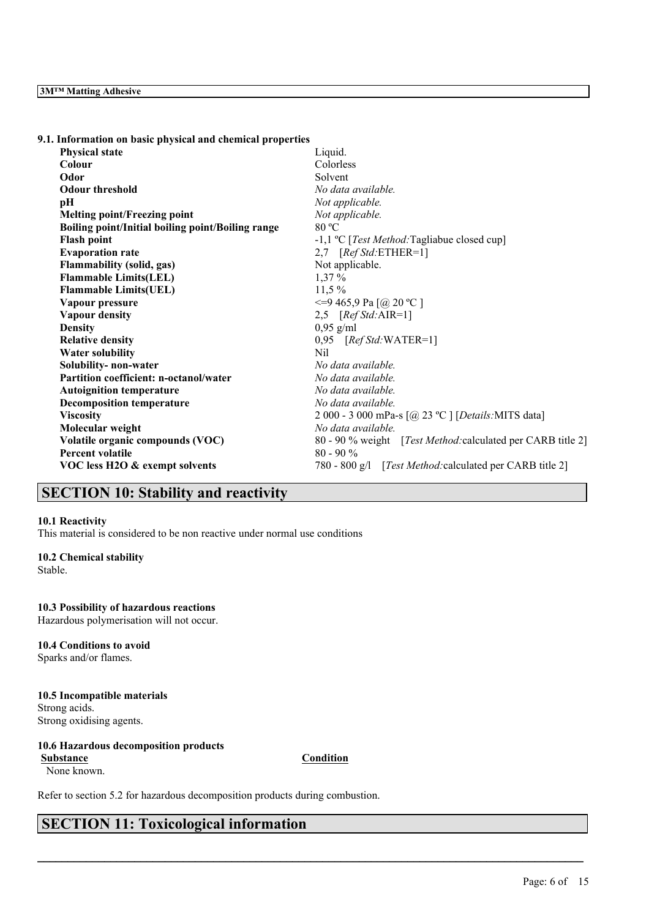### 9.1. Information on basic physical and chemical properties

| Property | Value |
|---|---|
| **Physical state** | Liquid. |
| **Colour** | Colorless |
| **Odor** | Solvent |
| **Odour threshold** | *No data available.* |
| **pH** | *Not applicable.* |
| **Melting point/Freezing point** | *Not applicable.* |
| **Boiling point/Initial boiling point/Boiling range** | 80 ºC |
| **Flash point** | -1,1 ºC [*Test Method:*Tagliabue closed cup] |
| **Evaporation rate** | 2,7 [*Ref Std:*ETHER=1] |
| **Flammability (solid, gas)** | Not applicable. |
| **Flammable Limits(LEL)** | 1,37 % |
| **Flammable Limits(UEL)** | 11,5 % |
| **Vapour pressure** | <=9 465,9 Pa [@ 20 ºC ] |
| **Vapour density** | 2,5 [*Ref Std:*AIR=1] |
| **Density** | 0,95 g/ml |
| **Relative density** | 0,95 [*Ref Std:*WATER=1] |
| **Water solubility** | Nil |
| **Solubility- non-water** | *No data available.* |
| **Partition coefficient: n-octanol/water** | *No data available.* |
| **Autoignition temperature** | *No data available.* |
| **Decomposition temperature** | *No data available.* |
| **Viscosity** | 2 000 - 3 000 mPa-s [@ 23 ºC ] [*Details:*MITS data] |
| **Molecular weight** | *No data available.* |
| **Volatile organic compounds (VOC)** | 80 - 90 % weight [*Test Method:*calculated per CARB title 2] |
| **Percent volatile** | 80 - 90 % |
| **VOC less H2O & exempt solvents** | 780 - 800 g/l [*Test Method:*calculated per CARB title 2] |

## SECTION 10: Stability and reactivity

**10.1 Reactivity**

This material is considered to be non reactive under normal use conditions

**10.2 Chemical stability**

Stable.

**10.3 Possibility of hazardous reactions**

Hazardous polymerisation will not occur.

**10.4 Conditions to avoid**

Sparks and/or flames.

**10.5 Incompatible materials**

Strong acids.
Strong oxidising agents.

**10.6 Hazardous decomposition products**

| Substance | Condition |
|---|---|
| None known. | |

Refer to section 5.2 for hazardous decomposition products during combustion.

## SECTION 11: Toxicological information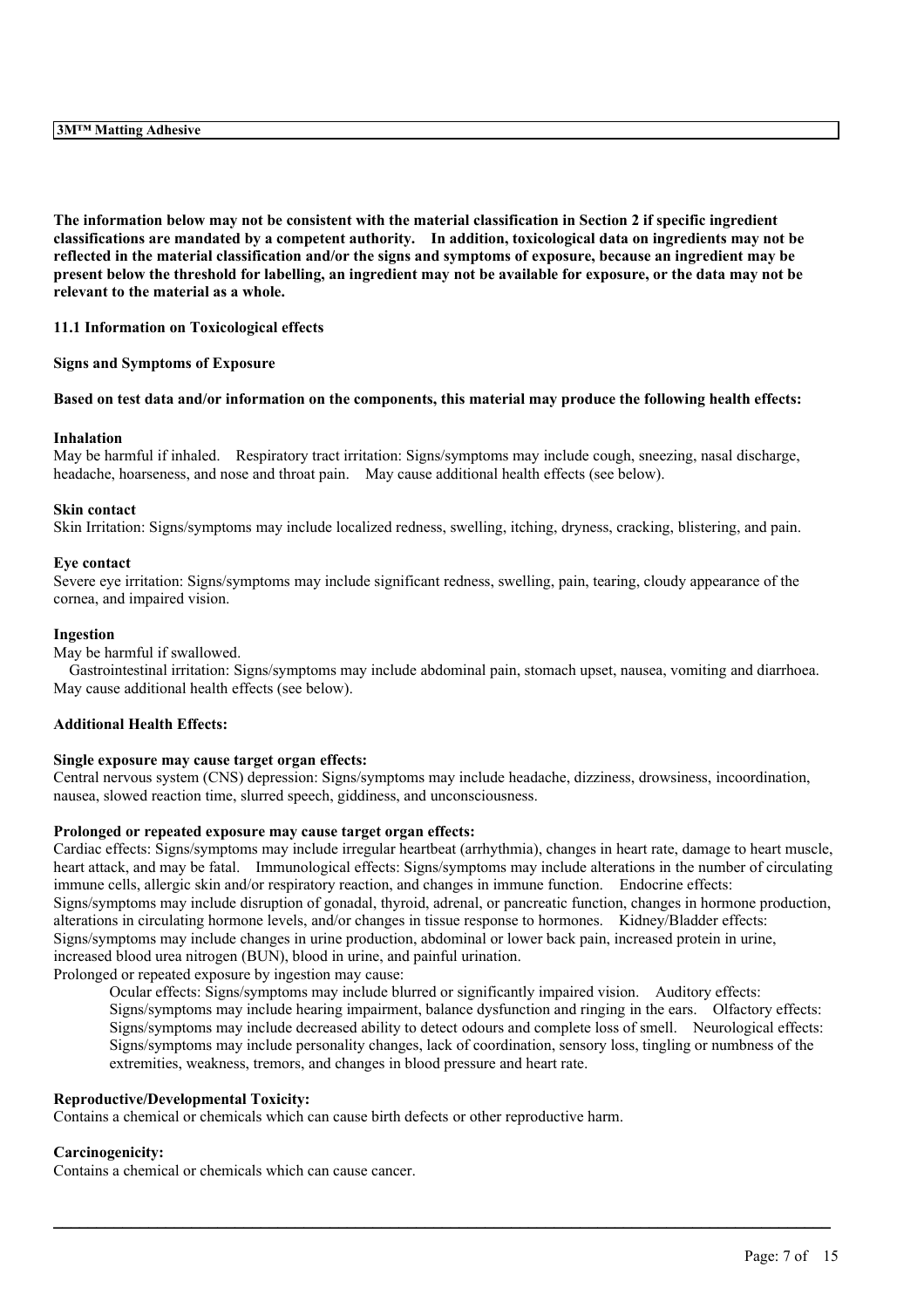**The information below may not be consistent with the material classification in Section 2 if specific ingredient classifications are mandated by a competent authority. In addition, toxicological data on ingredients may not be reflected in the material classification and/or the signs and symptoms of exposure, because an ingredient may be present below the threshold for labelling, an ingredient may not be available for exposure, or the data may not be relevant to the material as a whole.**

### 11.1 Information on Toxicological effects

**Signs and Symptoms of Exposure**

**Based on test data and/or information on the components, this material may produce the following health effects:**

**Inhalation**

May be harmful if inhaled. Respiratory tract irritation: Signs/symptoms may include cough, sneezing, nasal discharge, headache, hoarseness, and nose and throat pain. May cause additional health effects (see below).

**Skin contact**

Skin Irritation: Signs/symptoms may include localized redness, swelling, itching, dryness, cracking, blistering, and pain.

**Eye contact**

Severe eye irritation: Signs/symptoms may include significant redness, swelling, pain, tearing, cloudy appearance of the cornea, and impaired vision.

**Ingestion**

May be harmful if swallowed.

Gastrointestinal irritation: Signs/symptoms may include abdominal pain, stomach upset, nausea, vomiting and diarrhoea. May cause additional health effects (see below).

**Additional Health Effects:**

**Single exposure may cause target organ effects:**

Central nervous system (CNS) depression: Signs/symptoms may include headache, dizziness, drowsiness, incoordination, nausea, slowed reaction time, slurred speech, giddiness, and unconsciousness.

**Prolonged or repeated exposure may cause target organ effects:**

Cardiac effects: Signs/symptoms may include irregular heartbeat (arrhythmia), changes in heart rate, damage to heart muscle, heart attack, and may be fatal. Immunological effects: Signs/symptoms may include alterations in the number of circulating immune cells, allergic skin and/or respiratory reaction, and changes in immune function. Endocrine effects: Signs/symptoms may include disruption of gonadal, thyroid, adrenal, or pancreatic function, changes in hormone production, alterations in circulating hormone levels, and/or changes in tissue response to hormones. Kidney/Bladder effects: Signs/symptoms may include changes in urine production, abdominal or lower back pain, increased protein in urine, increased blood urea nitrogen (BUN), blood in urine, and painful urination.

Prolonged or repeated exposure by ingestion may cause:

Ocular effects: Signs/symptoms may include blurred or significantly impaired vision. Auditory effects: Signs/symptoms may include hearing impairment, balance dysfunction and ringing in the ears. Olfactory effects: Signs/symptoms may include decreased ability to detect odours and complete loss of smell. Neurological effects: Signs/symptoms may include personality changes, lack of coordination, sensory loss, tingling or numbness of the extremities, weakness, tremors, and changes in blood pressure and heart rate.

**Reproductive/Developmental Toxicity:**

Contains a chemical or chemicals which can cause birth defects or other reproductive harm.

**Carcinogenicity:**

Contains a chemical or chemicals which can cause cancer.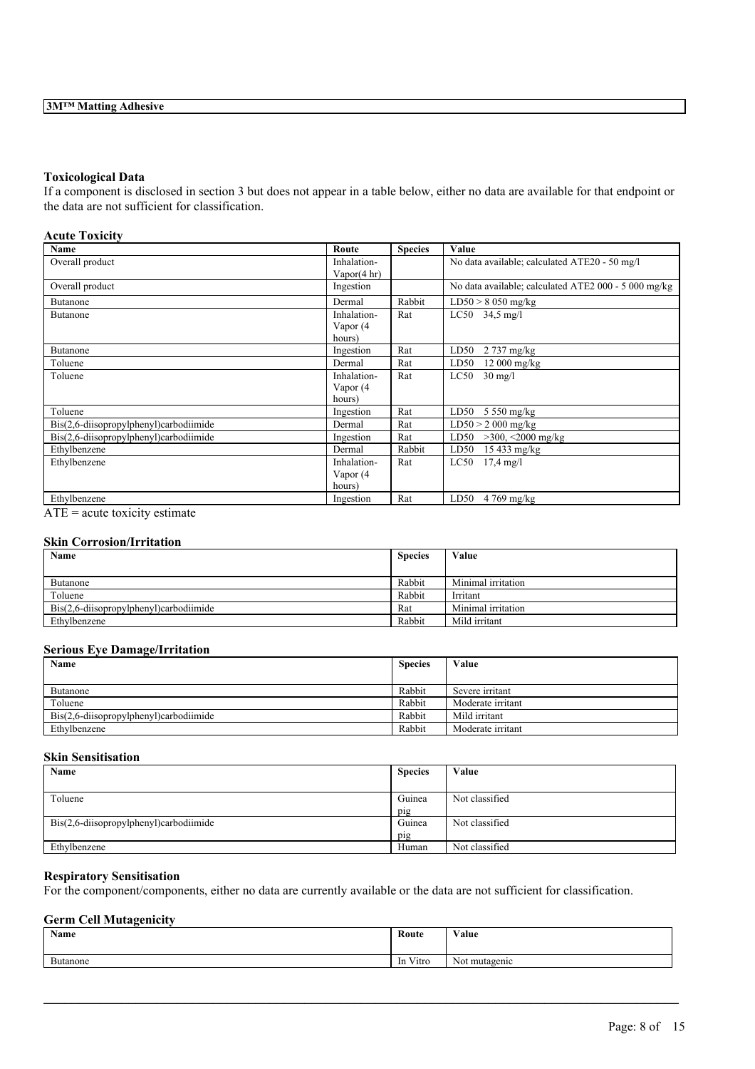### Toxicological Data

If a component is disclosed in section 3 but does not appear in a table below, either no data are available for that endpoint or the data are not sufficient for classification.

#### Acute Toxicity

| Name | Route | Species | Value |
|---|---|---|---|
| Overall product | Inhalation-Vapor(4 hr) | | No data available; calculated ATE20 - 50 mg/l |
| Overall product | Ingestion | | No data available; calculated ATE2 000 - 5 000 mg/kg |
| Butanone | Dermal | Rabbit | LD50 > 8 050 mg/kg |
| Butanone | Inhalation-Vapor (4 hours) | Rat | LC50 34,5 mg/l |
| Butanone | Ingestion | Rat | LD50 2 737 mg/kg |
| Toluene | Dermal | Rat | LD50 12 000 mg/kg |
| Toluene | Inhalation-Vapor (4 hours) | Rat | LC50 30 mg/l |
| Toluene | Ingestion | Rat | LD50 5 550 mg/kg |
| Bis(2,6-diisopropylphenyl)carbodiimide | Dermal | Rat | LD50 > 2 000 mg/kg |
| Bis(2,6-diisopropylphenyl)carbodiimide | Ingestion | Rat | LD50 >300, <2000 mg/kg |
| Ethylbenzene | Dermal | Rabbit | LD50 15 433 mg/kg |
| Ethylbenzene | Inhalation-Vapor (4 hours) | Rat | LC50 17,4 mg/l |
| Ethylbenzene | Ingestion | Rat | LD50 4 769 mg/kg |

ATE = acute toxicity estimate

#### Skin Corrosion/Irritation

| Name | Species | Value |
|---|---|---|
| Butanone | Rabbit | Minimal irritation |
| Toluene | Rabbit | Irritant |
| Bis(2,6-diisopropylphenyl)carbodiimide | Rat | Minimal irritation |
| Ethylbenzene | Rabbit | Mild irritant |

#### Serious Eye Damage/Irritation

| Name | Species | Value |
|---|---|---|
| Butanone | Rabbit | Severe irritant |
| Toluene | Rabbit | Moderate irritant |
| Bis(2,6-diisopropylphenyl)carbodiimide | Rabbit | Mild irritant |
| Ethylbenzene | Rabbit | Moderate irritant |

#### Skin Sensitisation

| Name | Species | Value |
|---|---|---|
| Toluene | Guinea pig | Not classified |
| Bis(2,6-diisopropylphenyl)carbodiimide | Guinea pig | Not classified |
| Ethylbenzene | Human | Not classified |

#### Respiratory Sensitisation

For the component/components, either no data are currently available or the data are not sufficient for classification.

#### Germ Cell Mutagenicity

| Name | Route | Value |
|---|---|---|
| Butanone | In Vitro | Not mutagenic |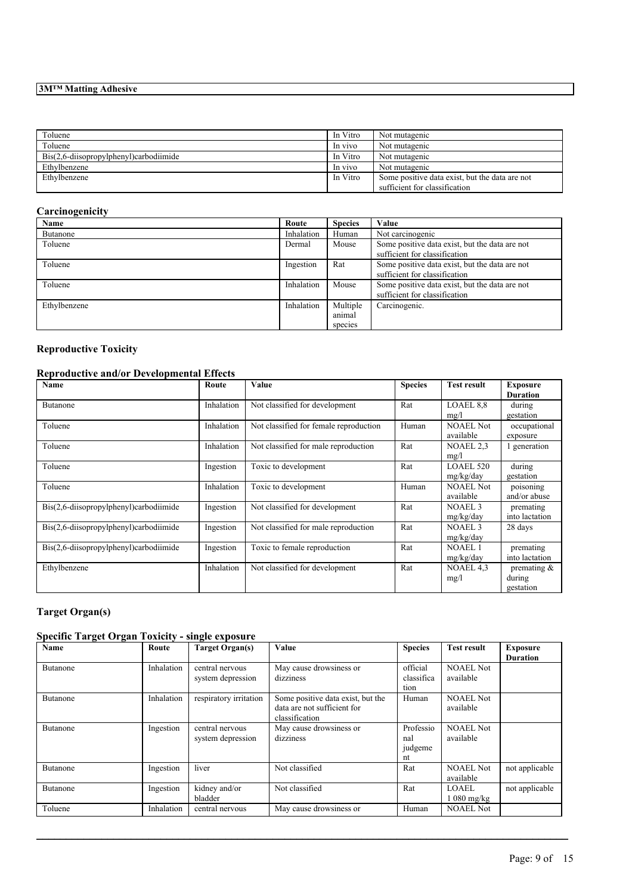| Toluene | In Vitro | Not mutagenic |
|---|---|---|
| Toluene | In vivo | Not mutagenic |
| Bis(2,6-diisopropylphenyl)carbodiimide | In Vitro | Not mutagenic |
| Ethylbenzene | In vivo | Not mutagenic |
| Ethylbenzene | In Vitro | Some positive data exist, but the data are not sufficient for classification |

### Carcinogenicity

| Name | Route | Species | Value |
|---|---|---|---|
| Butanone | Inhalation | Human | Not carcinogenic |
| Toluene | Dermal | Mouse | Some positive data exist, but the data are not sufficient for classification |
| Toluene | Ingestion | Rat | Some positive data exist, but the data are not sufficient for classification |
| Toluene | Inhalation | Mouse | Some positive data exist, but the data are not sufficient for classification |
| Ethylbenzene | Inhalation | Multiple animal species | Carcinogenic. |

### Reproductive Toxicity

### Reproductive and/or Developmental Effects

| Name | Route | Value | Species | Test result | Exposure Duration |
|---|---|---|---|---|---|
| Butanone | Inhalation | Not classified for development | Rat | LOAEL 8,8 mg/l | during gestation |
| Toluene | Inhalation | Not classified for female reproduction | Human | NOAEL Not available | occupational exposure |
| Toluene | Inhalation | Not classified for male reproduction | Rat | NOAEL 2,3 mg/l | 1 generation |
| Toluene | Ingestion | Toxic to development | Rat | LOAEL 520 mg/kg/day | during gestation |
| Toluene | Inhalation | Toxic to development | Human | NOAEL Not available | poisoning and/or abuse |
| Bis(2,6-diisopropylphenyl)carbodiimide | Ingestion | Not classified for development | Rat | NOAEL 3 mg/kg/day | premating into lactation |
| Bis(2,6-diisopropylphenyl)carbodiimide | Ingestion | Not classified for male reproduction | Rat | NOAEL 3 mg/kg/day | 28 days |
| Bis(2,6-diisopropylphenyl)carbodiimide | Ingestion | Toxic to female reproduction | Rat | NOAEL 1 mg/kg/day | premating into lactation |
| Ethylbenzene | Inhalation | Not classified for development | Rat | NOAEL 4,3 mg/l | premating & during gestation |

### Target Organ(s)

### Specific Target Organ Toxicity - single exposure

| Name | Route | Target Organ(s) | Value | Species | Test result | Exposure Duration |
|---|---|---|---|---|---|---|
| Butanone | Inhalation | central nervous system depression | May cause drowsiness or dizziness | official classification | NOAEL Not available | |
| Butanone | Inhalation | respiratory irritation | Some positive data exist, but the data are not sufficient for classification | Human | NOAEL Not available | |
| Butanone | Ingestion | central nervous system depression | May cause drowsiness or dizziness | Professional judgement | NOAEL Not available | |
| Butanone | Ingestion | liver | Not classified | Rat | NOAEL Not available | not applicable |
| Butanone | Ingestion | kidney and/or bladder | Not classified | Rat | LOAEL 1 080 mg/kg | not applicable |
| Toluene | Inhalation | central nervous | May cause drowsiness or | Human | NOAEL Not | |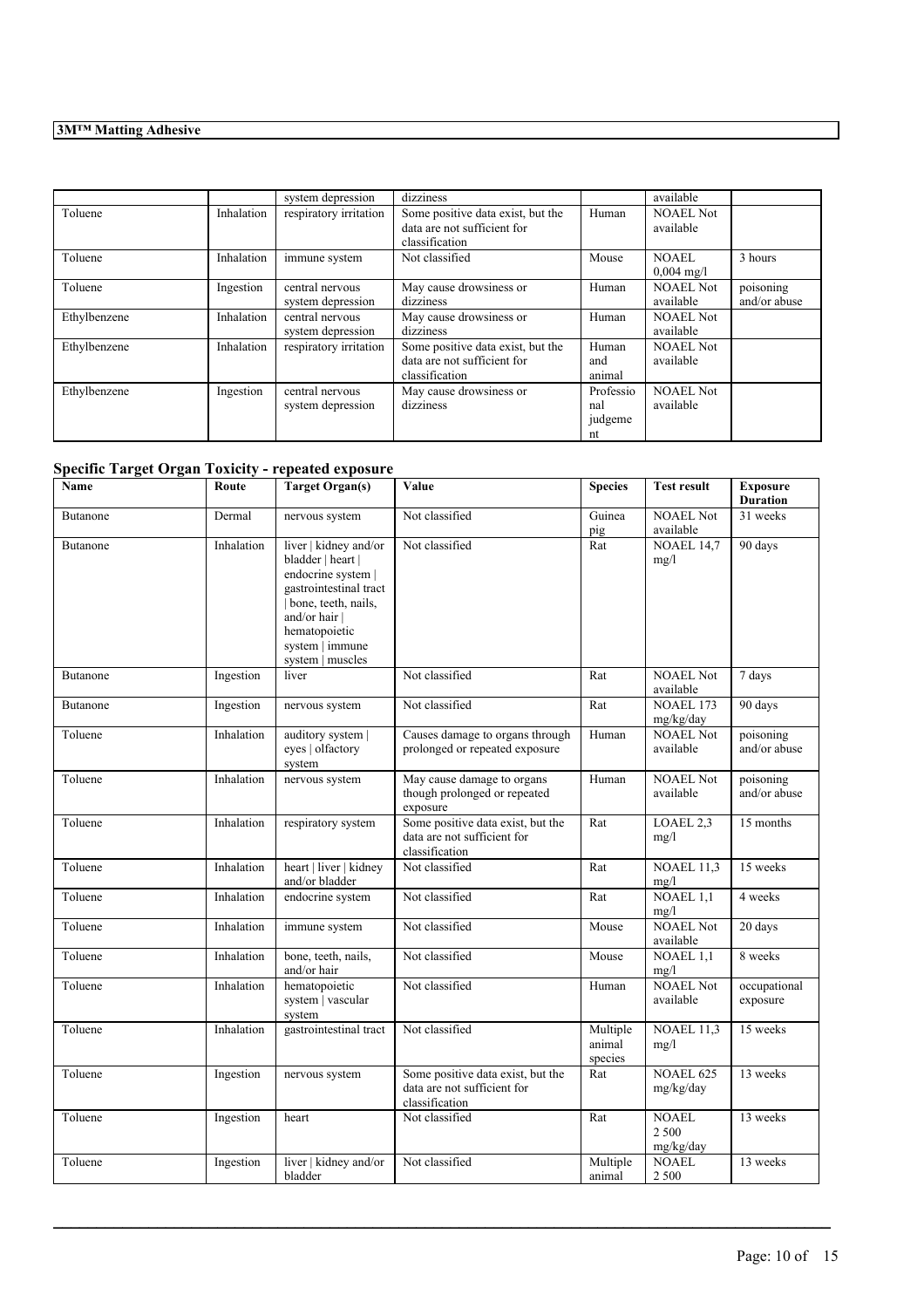| | | system depression | dizziness | | available | |
|---|---|---|---|---|---|---|
| Toluene | Inhalation | respiratory irritation | Some positive data exist, but the data are not sufficient for classification | Human | NOAEL Not available | |
| Toluene | Inhalation | immune system | Not classified | Mouse | NOAEL 0,004 mg/l | 3 hours |
| Toluene | Ingestion | central nervous system depression | May cause drowsiness or dizziness | Human | NOAEL Not available | poisoning and/or abuse |
| Ethylbenzene | Inhalation | central nervous system depression | May cause drowsiness or dizziness | Human | NOAEL Not available | |
| Ethylbenzene | Inhalation | respiratory irritation | Some positive data exist, but the data are not sufficient for classification | Human and animal | NOAEL Not available | |
| Ethylbenzene | Ingestion | central nervous system depression | May cause drowsiness or dizziness | Professional judgement | NOAEL Not available | |

## Specific Target Organ Toxicity - repeated exposure

| Name | Route | Target Organ(s) | Value | Species | Test result | Exposure Duration |
|---|---|---|---|---|---|---|
| Butanone | Dermal | nervous system | Not classified | Guinea pig | NOAEL Not available | 31 weeks |
| Butanone | Inhalation | liver \| kidney and/or bladder \| heart \| endocrine system \| gastrointestinal tract \| bone, teeth, nails, and/or hair \| hematopoietic system \| immune system \| muscles | Not classified | Rat | NOAEL 14,7 mg/l | 90 days |
| Butanone | Ingestion | liver | Not classified | Rat | NOAEL Not available | 7 days |
| Butanone | Ingestion | nervous system | Not classified | Rat | NOAEL 173 mg/kg/day | 90 days |
| Toluene | Inhalation | auditory system \| eyes \| olfactory system | Causes damage to organs through prolonged or repeated exposure | Human | NOAEL Not available | poisoning and/or abuse |
| Toluene | Inhalation | nervous system | May cause damage to organs though prolonged or repeated exposure | Human | NOAEL Not available | poisoning and/or abuse |
| Toluene | Inhalation | respiratory system | Some positive data exist, but the data are not sufficient for classification | Rat | LOAEL 2,3 mg/l | 15 months |
| Toluene | Inhalation | heart \| liver \| kidney and/or bladder | Not classified | Rat | NOAEL 11,3 mg/l | 15 weeks |
| Toluene | Inhalation | endocrine system | Not classified | Rat | NOAEL 1,1 mg/l | 4 weeks |
| Toluene | Inhalation | immune system | Not classified | Mouse | NOAEL Not available | 20 days |
| Toluene | Inhalation | bone, teeth, nails, and/or hair | Not classified | Mouse | NOAEL 1,1 mg/l | 8 weeks |
| Toluene | Inhalation | hematopoietic system \| vascular system | Not classified | Human | NOAEL Not available | occupational exposure |
| Toluene | Inhalation | gastrointestinal tract | Not classified | Multiple animal species | NOAEL 11,3 mg/l | 15 weeks |
| Toluene | Ingestion | nervous system | Some positive data exist, but the data are not sufficient for classification | Rat | NOAEL 625 mg/kg/day | 13 weeks |
| Toluene | Ingestion | heart | Not classified | Rat | NOAEL 2 500 mg/kg/day | 13 weeks |
| Toluene | Ingestion | liver \| kidney and/or bladder | Not classified | Multiple animal | NOAEL 2 500 | 13 weeks |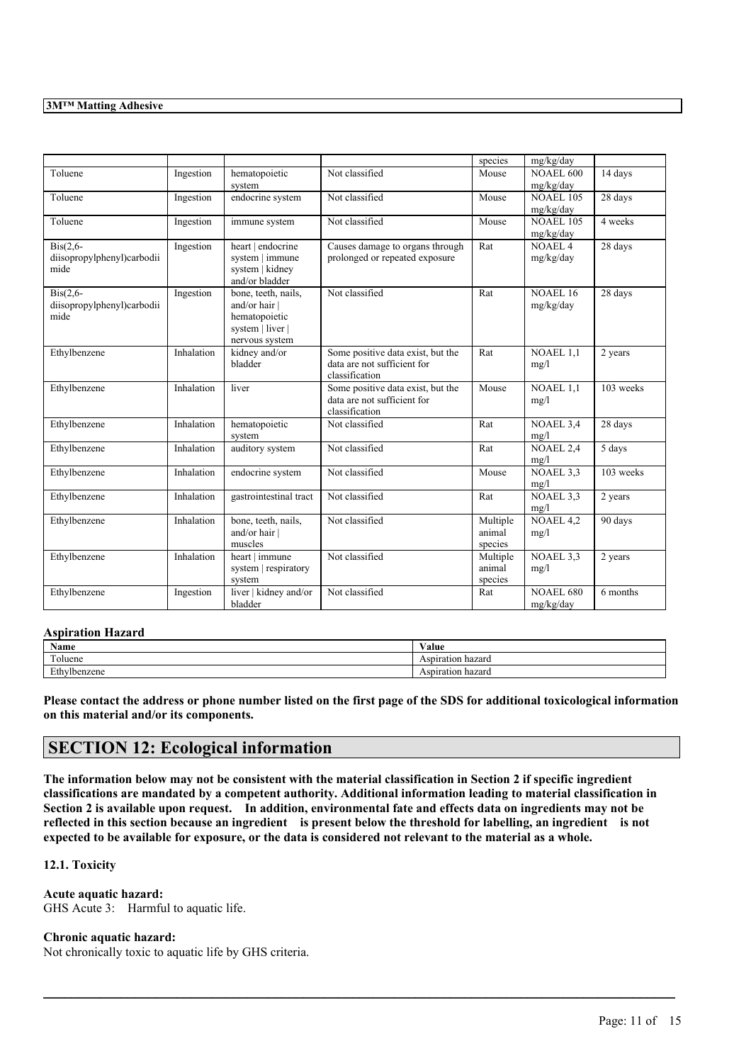| | | | | species | mg/kg/day | |
|---|---|---|---|---|---|---|
| Toluene | Ingestion | hematopoietic system | Not classified | Mouse | NOAEL 600 mg/kg/day | 14 days |
| Toluene | Ingestion | endocrine system | Not classified | Mouse | NOAEL 105 mg/kg/day | 28 days |
| Toluene | Ingestion | immune system | Not classified | Mouse | NOAEL 105 mg/kg/day | 4 weeks |
| Bis(2,6-diisopropylphenyl)carbodiimide | Ingestion | heart \| endocrine system \| immune system \| kidney and/or bladder | Causes damage to organs through prolonged or repeated exposure | Rat | NOAEL 4 mg/kg/day | 28 days |
| Bis(2,6-diisopropylphenyl)carbodiimide | Ingestion | bone, teeth, nails, and/or hair \| hematopoietic system \| liver \| nervous system | Not classified | Rat | NOAEL 16 mg/kg/day | 28 days |
| Ethylbenzene | Inhalation | kidney and/or bladder | Some positive data exist, but the data are not sufficient for classification | Rat | NOAEL 1,1 mg/l | 2 years |
| Ethylbenzene | Inhalation | liver | Some positive data exist, but the data are not sufficient for classification | Mouse | NOAEL 1,1 mg/l | 103 weeks |
| Ethylbenzene | Inhalation | hematopoietic system | Not classified | Rat | NOAEL 3,4 mg/l | 28 days |
| Ethylbenzene | Inhalation | auditory system | Not classified | Rat | NOAEL 2,4 mg/l | 5 days |
| Ethylbenzene | Inhalation | endocrine system | Not classified | Mouse | NOAEL 3,3 mg/l | 103 weeks |
| Ethylbenzene | Inhalation | gastrointestinal tract | Not classified | Rat | NOAEL 3,3 mg/l | 2 years |
| Ethylbenzene | Inhalation | bone, teeth, nails, and/or hair \| muscles | Not classified | Multiple animal species | NOAEL 4,2 mg/l | 90 days |
| Ethylbenzene | Inhalation | heart \| immune system \| respiratory system | Not classified | Multiple animal species | NOAEL 3,3 mg/l | 2 years |
| Ethylbenzene | Ingestion | liver \| kidney and/or bladder | Not classified | Rat | NOAEL 680 mg/kg/day | 6 months |

**Aspiration Hazard**

| Name | Value |
|---|---|
| Toluene | Aspiration hazard |
| Ethylbenzene | Aspiration hazard |

**Please contact the address or phone number listed on the first page of the SDS for additional toxicological information on this material and/or its components.**

## SECTION 12: Ecological information

**The information below may not be consistent with the material classification in Section 2 if specific ingredient classifications are mandated by a competent authority. Additional information leading to material classification in Section 2 is available upon request. In addition, environmental fate and effects data on ingredients may not be reflected in this section because an ingredient is present below the threshold for labelling, an ingredient is not expected to be available for exposure, or the data is considered not relevant to the material as a whole.**

**12.1. Toxicity**

**Acute aquatic hazard:**
GHS Acute 3: Harmful to aquatic life.

**Chronic aquatic hazard:**
Not chronically toxic to aquatic life by GHS criteria.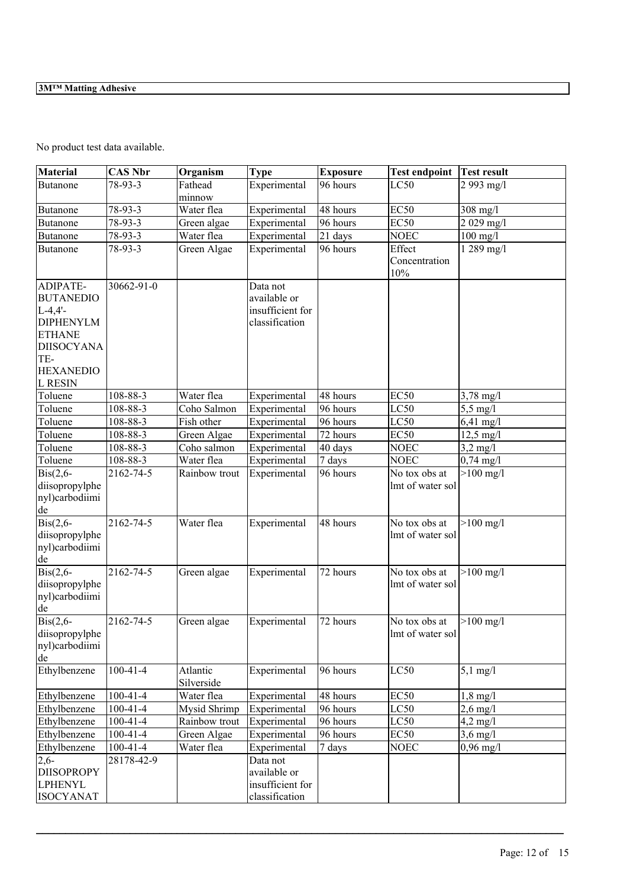No product test data available.

| Material | CAS Nbr | Organism | Type | Exposure | Test endpoint | Test result |
|---|---|---|---|---|---|---|
| Butanone | 78-93-3 | Fathead minnow | Experimental | 96 hours | LC50 | 2 993 mg/l |
| Butanone | 78-93-3 | Water flea | Experimental | 48 hours | EC50 | 308 mg/l |
| Butanone | 78-93-3 | Green algae | Experimental | 96 hours | EC50 | 2 029 mg/l |
| Butanone | 78-93-3 | Water flea | Experimental | 21 days | NOEC | 100 mg/l |
| Butanone | 78-93-3 | Green Algae | Experimental | 96 hours | Effect Concentration 10% | 1 289 mg/l |
| ADIPATE-BUTANEDIOL-4,4'-DIPHENYLMETHANE DIISOCYANATE-HEXANEDIOL RESIN | 30662-91-0 | | Data not available or insufficient for classification | | | |
| Toluene | 108-88-3 | Water flea | Experimental | 48 hours | EC50 | 3,78 mg/l |
| Toluene | 108-88-3 | Coho Salmon | Experimental | 96 hours | LC50 | 5,5 mg/l |
| Toluene | 108-88-3 | Fish other | Experimental | 96 hours | LC50 | 6,41 mg/l |
| Toluene | 108-88-3 | Green Algae | Experimental | 72 hours | EC50 | 12,5 mg/l |
| Toluene | 108-88-3 | Coho salmon | Experimental | 40 days | NOEC | 3,2 mg/l |
| Toluene | 108-88-3 | Water flea | Experimental | 7 days | NOEC | 0,74 mg/l |
| Bis(2,6-diisopropylphenyl)carbodiimide | 2162-74-5 | Rainbow trout | Experimental | 96 hours | No tox obs at lmt of water sol | >100 mg/l |
| Bis(2,6-diisopropylphenyl)carbodiimide | 2162-74-5 | Water flea | Experimental | 48 hours | No tox obs at lmt of water sol | >100 mg/l |
| Bis(2,6-diisopropylphenyl)carbodiimide | 2162-74-5 | Green algae | Experimental | 72 hours | No tox obs at lmt of water sol | >100 mg/l |
| Bis(2,6-diisopropylphenyl)carbodiimide | 2162-74-5 | Green algae | Experimental | 72 hours | No tox obs at lmt of water sol | >100 mg/l |
| Ethylbenzene | 100-41-4 | Atlantic Silverside | Experimental | 96 hours | LC50 | 5,1 mg/l |
| Ethylbenzene | 100-41-4 | Water flea | Experimental | 48 hours | EC50 | 1,8 mg/l |
| Ethylbenzene | 100-41-4 | Mysid Shrimp | Experimental | 96 hours | LC50 | 2,6 mg/l |
| Ethylbenzene | 100-41-4 | Rainbow trout | Experimental | 96 hours | LC50 | 4,2 mg/l |
| Ethylbenzene | 100-41-4 | Green Algae | Experimental | 96 hours | EC50 | 3,6 mg/l |
| Ethylbenzene | 100-41-4 | Water flea | Experimental | 7 days | NOEC | 0,96 mg/l |
| 2,6-DIISOPROPYLPHENYL ISOCYANAT | 28178-42-9 | | Data not available or insufficient for classification | | | |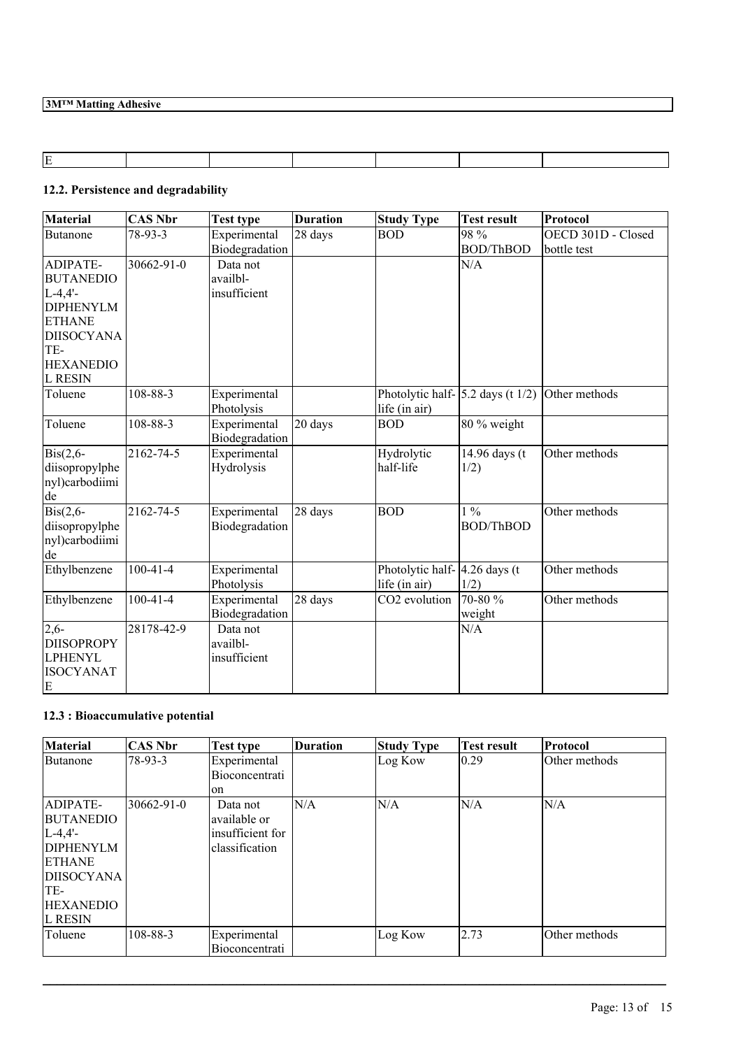| E | | | | | | |
|---|---|---|---|---|---|---|

## 12.2. Persistence and degradability

| Material | CAS Nbr | Test type | Duration | Study Type | Test result | Protocol |
|---|---|---|---|---|---|---|
| Butanone | 78-93-3 | Experimental Biodegradation | 28 days | BOD | 98 % BOD/ThBOD | OECD 301D - Closed bottle test |
| ADIPATE-BUTANEDIOL-4,4'-DIPHENYLMETHANE DIISOCYANATE-HEXANEDIOL RESIN | 30662-91-0 | Data not availbl-insufficient | | | N/A | |
| Toluene | 108-88-3 | Experimental Photolysis | | Photolytic half-life (in air) | 5.2 days (t 1/2) | Other methods |
| Toluene | 108-88-3 | Experimental Biodegradation | 20 days | BOD | 80 % weight | |
| Bis(2,6-diisopropylphenyl)carbodiimide | 2162-74-5 | Experimental Hydrolysis | | Hydrolytic half-life | 14.96 days (t 1/2) | Other methods |
| Bis(2,6-diisopropylphenyl)carbodiimide | 2162-74-5 | Experimental Biodegradation | 28 days | BOD | 1 % BOD/ThBOD | Other methods |
| Ethylbenzene | 100-41-4 | Experimental Photolysis | | Photolytic half-life (in air) | 4.26 days (t 1/2) | Other methods |
| Ethylbenzene | 100-41-4 | Experimental Biodegradation | 28 days | $CO_2$ evolution | 70-80 % weight | Other methods |
| 2,6-DIISOPROPYLPHENYL ISOCYANATE | 28178-42-9 | Data not availbl-insufficient | | | N/A | |

## 12.3 : Bioaccumulative potential

| Material | CAS Nbr | Test type | Duration | Study Type | Test result | Protocol |
|---|---|---|---|---|---|---|
| Butanone | 78-93-3 | Experimental Bioconcentration | | Log Kow | 0.29 | Other methods |
| ADIPATE-BUTANEDIOL-4,4'-DIPHENYLMETHANE DIISOCYANATE-HEXANEDIOL RESIN | 30662-91-0 | Data not available or insufficient for classification | N/A | N/A | N/A | N/A |
| Toluene | 108-88-3 | Experimental Bioconcentrati | | Log Kow | 2.73 | Other methods |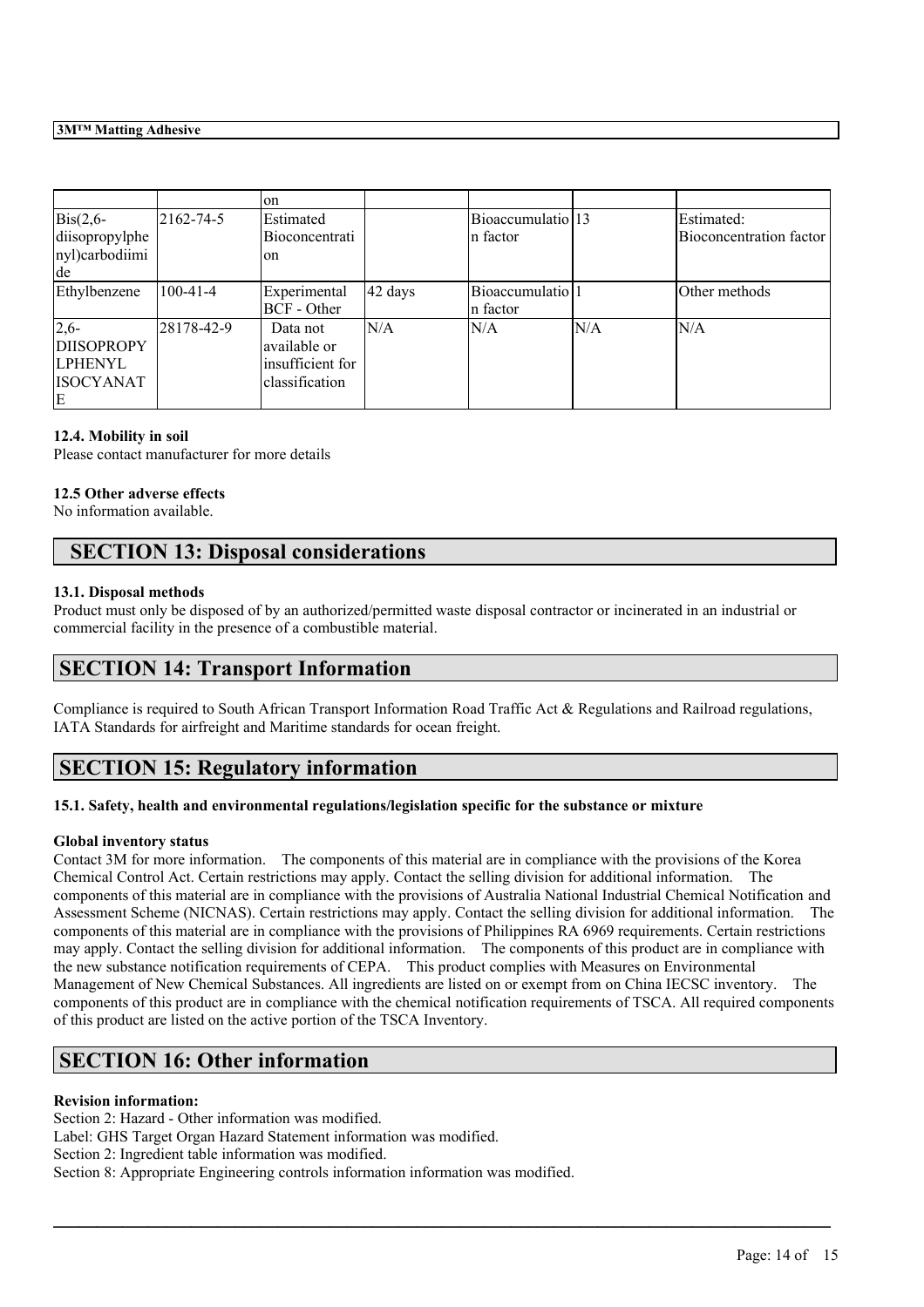|  |  | on |  |  |  |  |
|---|---|---|---|---|---|---|
| Bis(2,6-diisopropylphenyl)carbodiimide | 2162-74-5 | Estimated Bioconcentration |  | Bioaccumulation factor | 13 | Estimated: Bioconcentration factor |
| Ethylbenzene | 100-41-4 | Experimental BCF - Other | 42 days | Bioaccumulation factor | 1 | Other methods |
| 2,6-DIISOPROPYLPHENYL ISOCYANATE | 28178-42-9 | Data not available or insufficient for classification | N/A | N/A | N/A | N/A |

### 12.4. Mobility in soil

Please contact manufacturer for more details

### 12.5 Other adverse effects

No information available.

## SECTION 13: Disposal considerations

### 13.1. Disposal methods

Product must only be disposed of by an authorized/permitted waste disposal contractor or incinerated in an industrial or commercial facility in the presence of a combustible material.

## SECTION 14: Transport Information

Compliance is required to South African Transport Information Road Traffic Act & Regulations and Railroad regulations, IATA Standards for airfreight and Maritime standards for ocean freight.

## SECTION 15: Regulatory information

### 15.1. Safety, health and environmental regulations/legislation specific for the substance or mixture

**Global inventory status**

Contact 3M for more information. The components of this material are in compliance with the provisions of the Korea Chemical Control Act. Certain restrictions may apply. Contact the selling division for additional information. The components of this material are in compliance with the provisions of Australia National Industrial Chemical Notification and Assessment Scheme (NICNAS). Certain restrictions may apply. Contact the selling division for additional information. The components of this material are in compliance with the provisions of Philippines RA 6969 requirements. Certain restrictions may apply. Contact the selling division for additional information. The components of this product are in compliance with the new substance notification requirements of CEPA. This product complies with Measures on Environmental Management of New Chemical Substances. All ingredients are listed on or exempt from on China IECSC inventory. The components of this product are in compliance with the chemical notification requirements of TSCA. All required components of this product are listed on the active portion of the TSCA Inventory.

## SECTION 16: Other information

**Revision information:**

Section 2: Hazard - Other information was modified.
Label: GHS Target Organ Hazard Statement information was modified.
Section 2: Ingredient table information was modified.
Section 8: Appropriate Engineering controls information information was modified.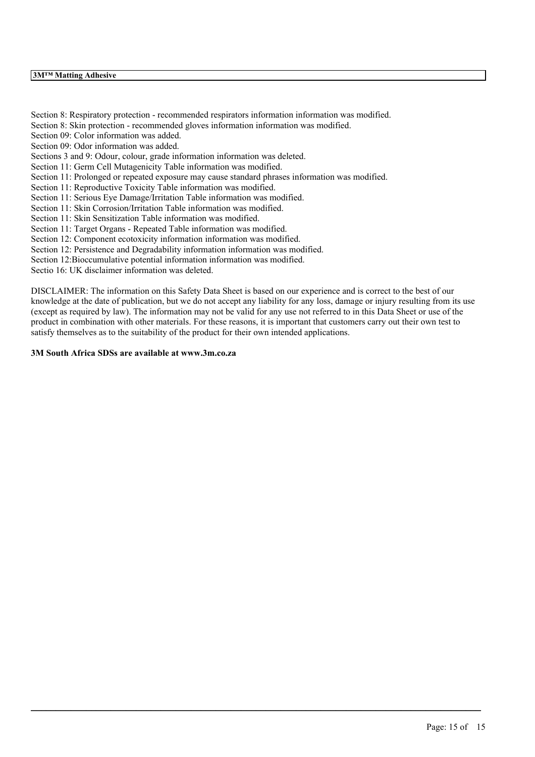Section 8: Respiratory protection - recommended respirators information information was modified.
Section 8: Skin protection - recommended gloves information information was modified.
Section 09: Color information was added.
Section 09: Odor information was added.
Sections 3 and 9: Odour, colour, grade information information was deleted.
Section 11: Germ Cell Mutagenicity Table information was modified.
Section 11: Prolonged or repeated exposure may cause standard phrases information was modified.
Section 11: Reproductive Toxicity Table information was modified.
Section 11: Serious Eye Damage/Irritation Table information was modified.
Section 11: Skin Corrosion/Irritation Table information was modified.
Section 11: Skin Sensitization Table information was modified.
Section 11: Target Organs - Repeated Table information was modified.
Section 12: Component ecotoxicity information information was modified.
Section 12: Persistence and Degradability information information was modified.
Section 12:Bioccumulative potential information information was modified.
Sectio 16: UK disclaimer information was deleted.

DISCLAIMER: The information on this Safety Data Sheet is based on our experience and is correct to the best of our knowledge at the date of publication, but we do not accept any liability for any loss, damage or injury resulting from its use (except as required by law). The information may not be valid for any use not referred to in this Data Sheet or use of the product in combination with other materials. For these reasons, it is important that customers carry out their own test to satisfy themselves as to the suitability of the product for their own intended applications.

**3M South Africa SDSs are available at www.3m.co.za**